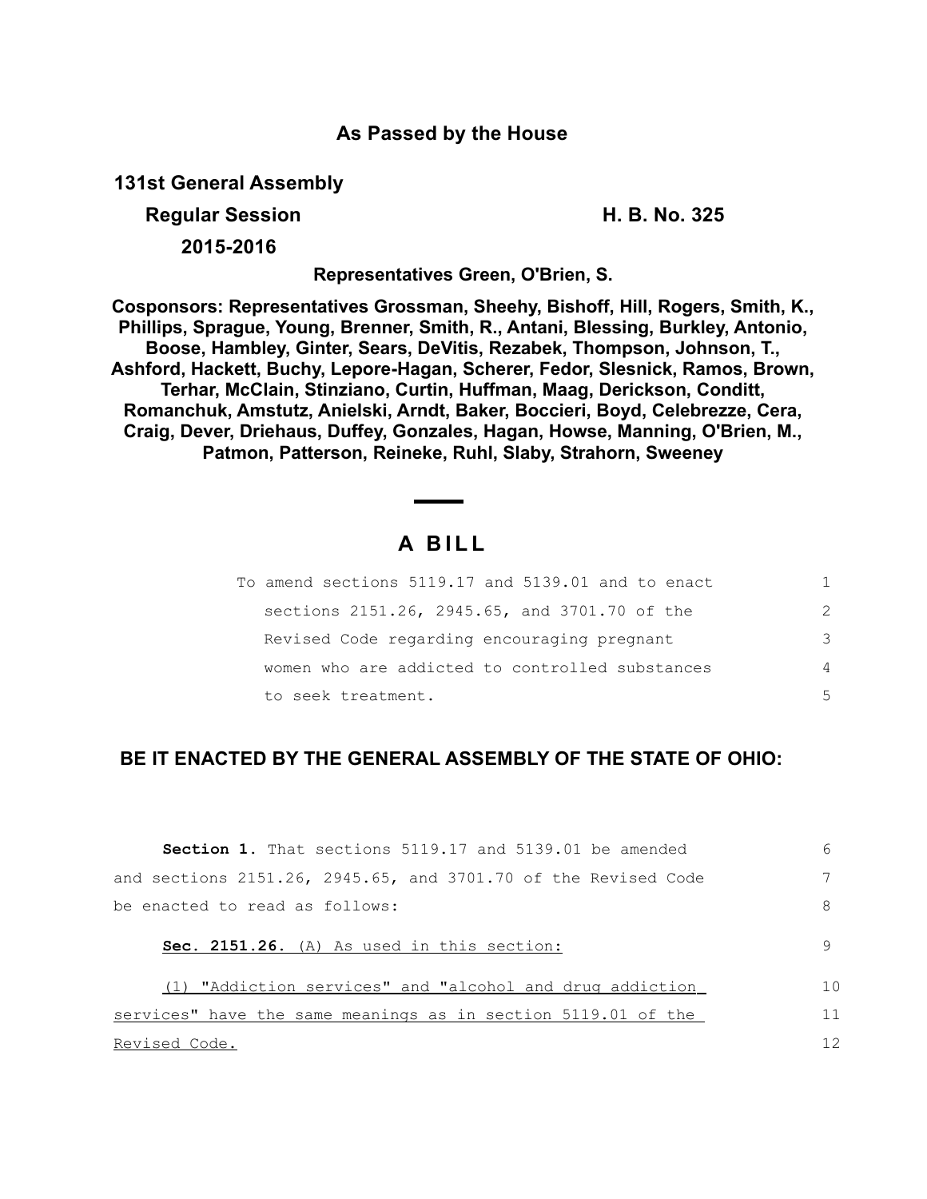**As Passed by the House**

**131st General Assembly**

**Regular Session** **H. B. No. 325**

**2015-2016**

**Representatives Green, O'Brien, S.**

**Cosponsors: Representatives Grossman, Sheehy, Bishoff, Hill, Rogers, Smith, K., Phillips, Sprague, Young, Brenner, Smith, R., Antani, Blessing, Burkley, Antonio, Boose, Hambley, Ginter, Sears, DeVitis, Rezabek, Thompson, Johnson, T., Ashford, Hackett, Buchy, Lepore-Hagan, Scherer, Fedor, Slesnick, Ramos, Brown, Terhar, McClain, Stinziano, Curtin, Huffman, Maag, Derickson, Conditt, Romanchuk, Amstutz, Anielski, Arndt, Baker, Boccieri, Boyd, Celebrezze, Cera, Craig, Dever, Driehaus, Duffey, Gonzales, Hagan, Howse, Manning, O'Brien, M., Patmon, Patterson, Reineke, Ruhl, Slaby, Strahorn, Sweeney**

# A BILL

To amend sections 5119.17 and 5139.01 and to enact sections 2151.26, 2945.65, and 3701.70 of the Revised Code regarding encouraging pregnant women who are addicted to controlled substances to seek treatment.

**BE IT ENACTED BY THE GENERAL ASSEMBLY OF THE STATE OF OHIO:**

**Section 1.** That sections 5119.17 and 5139.01 be amended and sections 2151.26, 2945.65, and 3701.70 of the Revised Code be enacted to read as follows:

**Sec. 2151.26.** (A) As used in this section:

(1) "Addiction services" and "alcohol and drug addiction services" have the same meanings as in section 5119.01 of the Revised Code.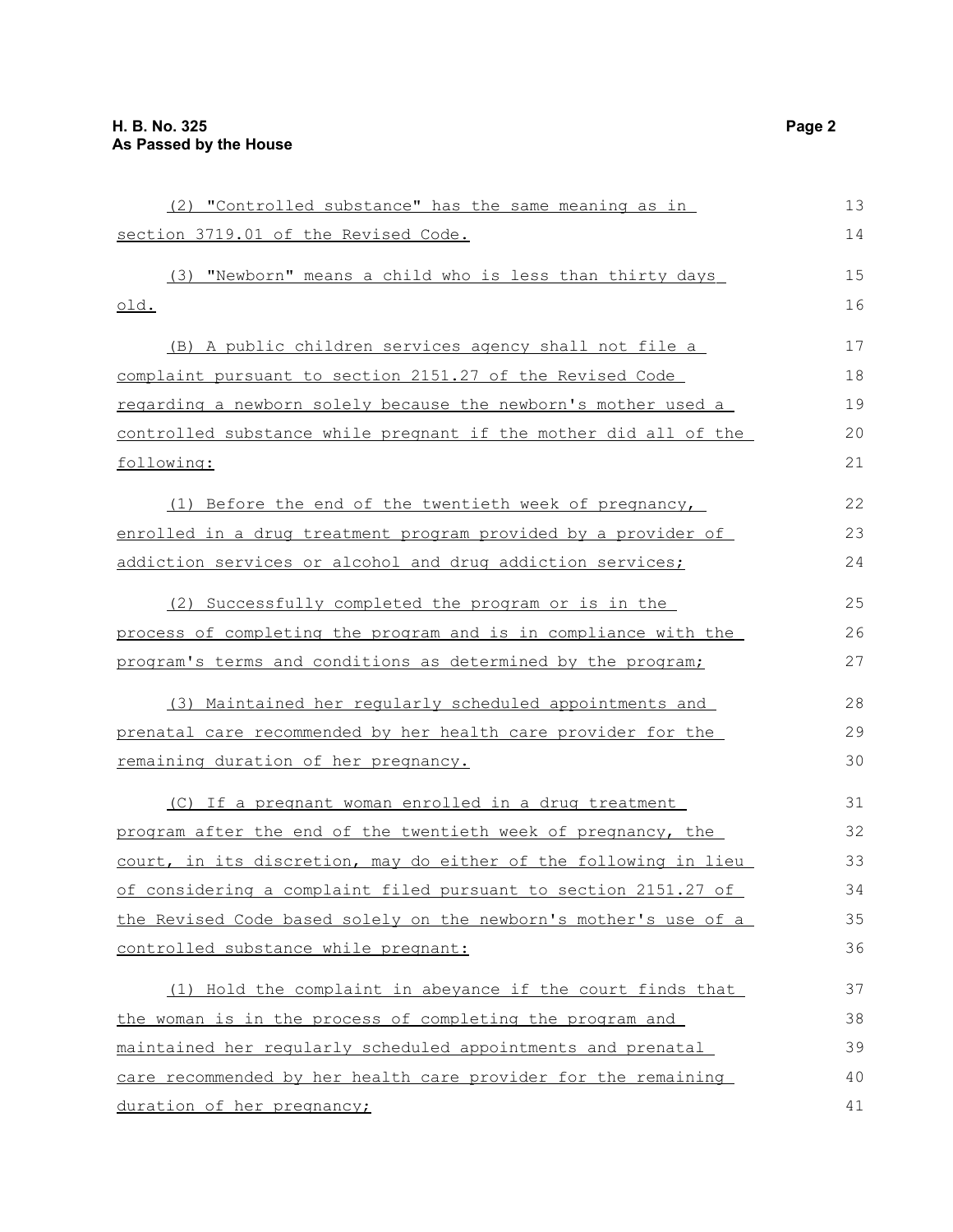(2) "Controlled substance" has the same meaning as in section 3719.01 of the Revised Code.

(3) "Newborn" means a child who is less than thirty days old.

(B) A public children services agency shall not file a complaint pursuant to section 2151.27 of the Revised Code regarding a newborn solely because the newborn's mother used a controlled substance while pregnant if the mother did all of the following:

(1) Before the end of the twentieth week of pregnancy, enrolled in a drug treatment program provided by a provider of addiction services or alcohol and drug addiction services;

(2) Successfully completed the program or is in the process of completing the program and is in compliance with the program's terms and conditions as determined by the program;

(3) Maintained her regularly scheduled appointments and prenatal care recommended by her health care provider for the remaining duration of her pregnancy.

(C) If a pregnant woman enrolled in a drug treatment program after the end of the twentieth week of pregnancy, the court, in its discretion, may do either of the following in lieu of considering a complaint filed pursuant to section 2151.27 of the Revised Code based solely on the newborn's mother's use of a controlled substance while pregnant:

(1) Hold the complaint in abeyance if the court finds that the woman is in the process of completing the program and maintained her regularly scheduled appointments and prenatal care recommended by her health care provider for the remaining duration of her pregnancy;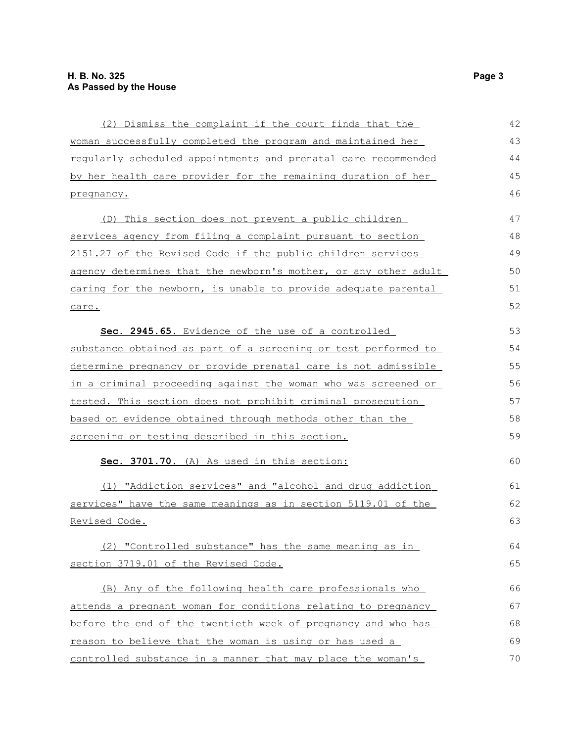(2) Dismiss the complaint if the court finds that the woman successfully completed the program and maintained her regularly scheduled appointments and prenatal care recommended by her health care provider for the remaining duration of her pregnancy.

(D) This section does not prevent a public children services agency from filing a complaint pursuant to section 2151.27 of the Revised Code if the public children services agency determines that the newborn's mother, or any other adult caring for the newborn, is unable to provide adequate parental care.

**Sec. 2945.65.** Evidence of the use of a controlled substance obtained as part of a screening or test performed to determine pregnancy or provide prenatal care is not admissible in a criminal proceeding against the woman who was screened or tested. This section does not prohibit criminal prosecution based on evidence obtained through methods other than the screening or testing described in this section.

**Sec. 3701.70.** (A) As used in this section:

(1) "Addiction services" and "alcohol and drug addiction services" have the same meanings as in section 5119.01 of the Revised Code.

(2) "Controlled substance" has the same meaning as in section 3719.01 of the Revised Code.

(B) Any of the following health care professionals who attends a pregnant woman for conditions relating to pregnancy before the end of the twentieth week of pregnancy and who has reason to believe that the woman is using or has used a controlled substance in a manner that may place the woman's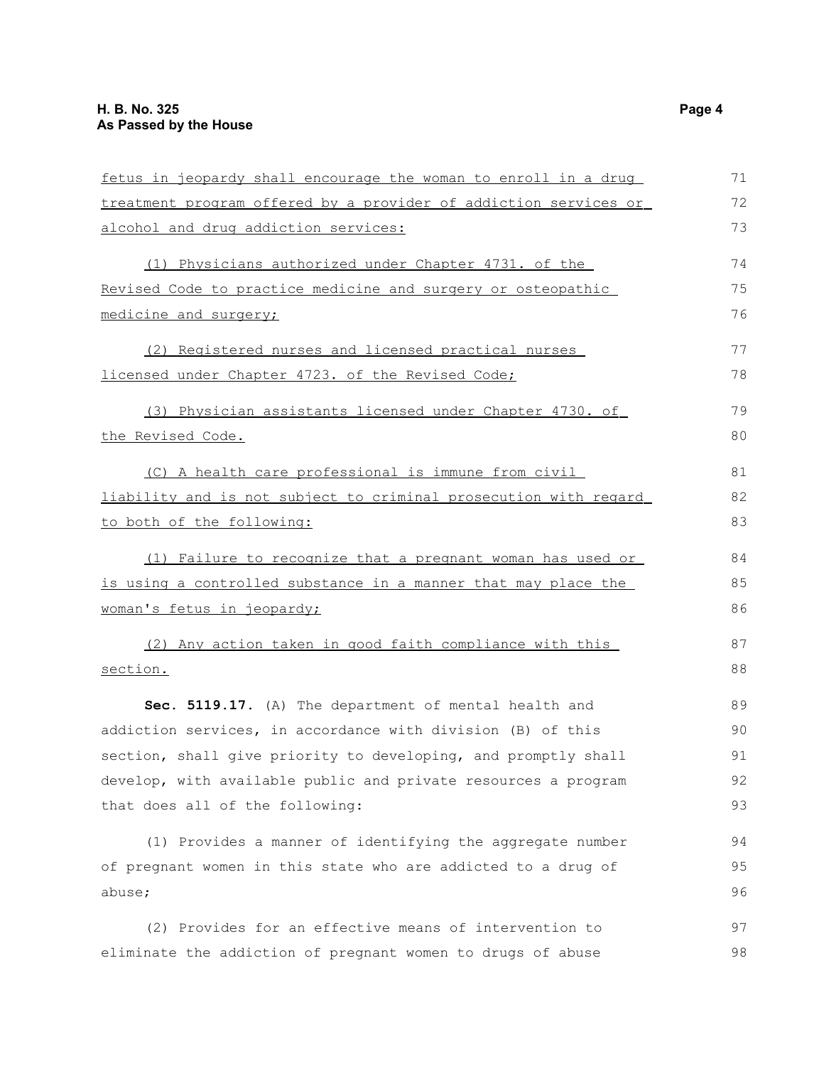fetus in jeopardy shall encourage the woman to enroll in a drug treatment program offered by a provider of addiction services or alcohol and drug addiction services:

(1) Physicians authorized under Chapter 4731. of the Revised Code to practice medicine and surgery or osteopathic medicine and surgery;

(2) Registered nurses and licensed practical nurses licensed under Chapter 4723. of the Revised Code;

(3) Physician assistants licensed under Chapter 4730. of the Revised Code.

(C) A health care professional is immune from civil liability and is not subject to criminal prosecution with regard to both of the following:

(1) Failure to recognize that a pregnant woman has used or is using a controlled substance in a manner that may place the woman's fetus in jeopardy;

(2) Any action taken in good faith compliance with this section.

**Sec. 5119.17.** (A) The department of mental health and addiction services, in accordance with division (B) of this section, shall give priority to developing, and promptly shall develop, with available public and private resources a program that does all of the following:

(1) Provides a manner of identifying the aggregate number of pregnant women in this state who are addicted to a drug of abuse;

(2) Provides for an effective means of intervention to eliminate the addiction of pregnant women to drugs of abuse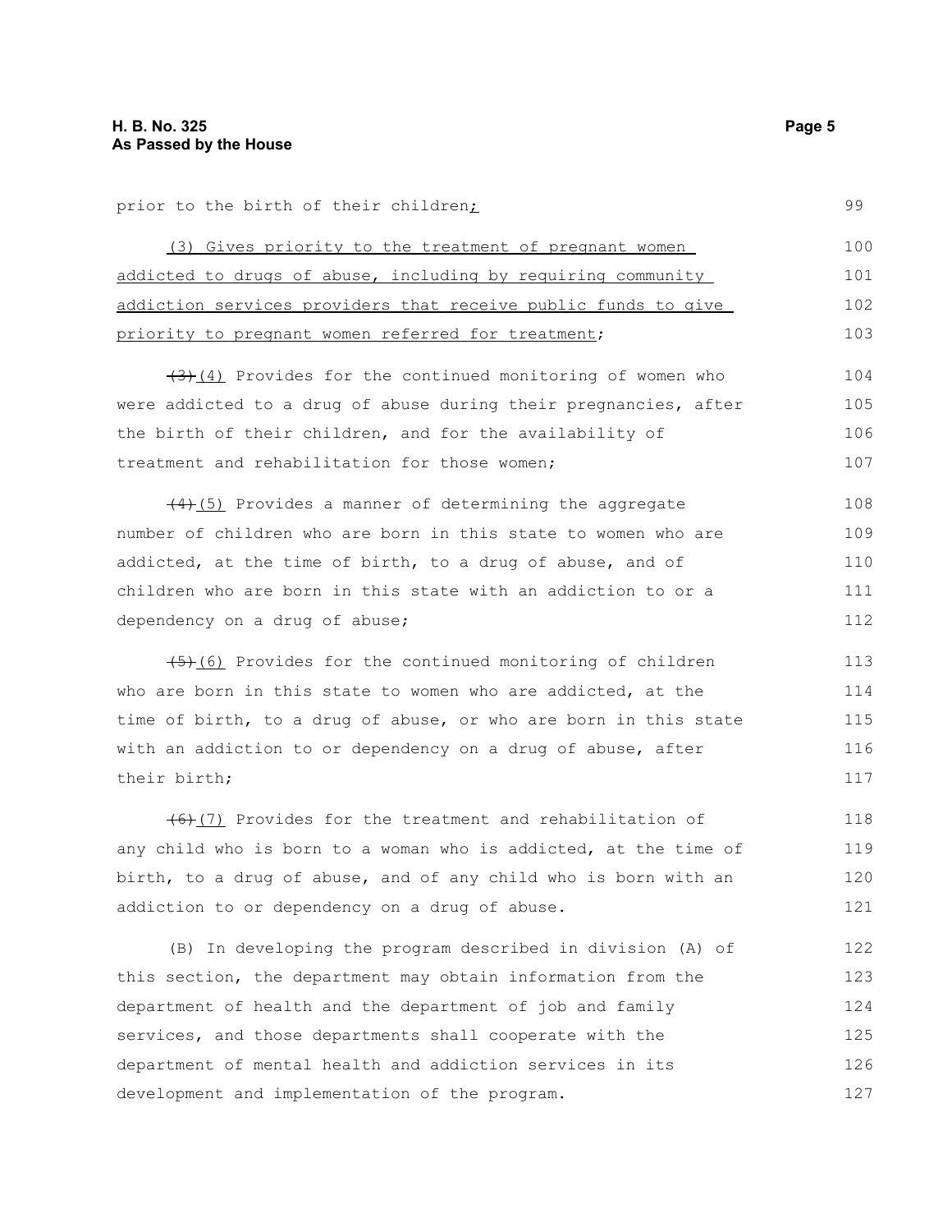prior to the birth of their children;

(3) Gives priority to the treatment of pregnant women addicted to drugs of abuse, including by requiring community addiction services providers that receive public funds to give priority to pregnant women referred for treatment;

~~(3)~~ (4) Provides for the continued monitoring of women who were addicted to a drug of abuse during their pregnancies, after the birth of their children, and for the availability of treatment and rehabilitation for those women;

~~(4)~~ (5) Provides a manner of determining the aggregate number of children who are born in this state to women who are addicted, at the time of birth, to a drug of abuse, and of children who are born in this state with an addiction to or a dependency on a drug of abuse;

~~(5)~~ (6) Provides for the continued monitoring of children who are born in this state to women who are addicted, at the time of birth, to a drug of abuse, or who are born in this state with an addiction to or dependency on a drug of abuse, after their birth;

~~(6)~~ (7) Provides for the treatment and rehabilitation of any child who is born to a woman who is addicted, at the time of birth, to a drug of abuse, and of any child who is born with an addiction to or dependency on a drug of abuse.

(B) In developing the program described in division (A) of this section, the department may obtain information from the department of health and the department of job and family services, and those departments shall cooperate with the department of mental health and addiction services in its development and implementation of the program.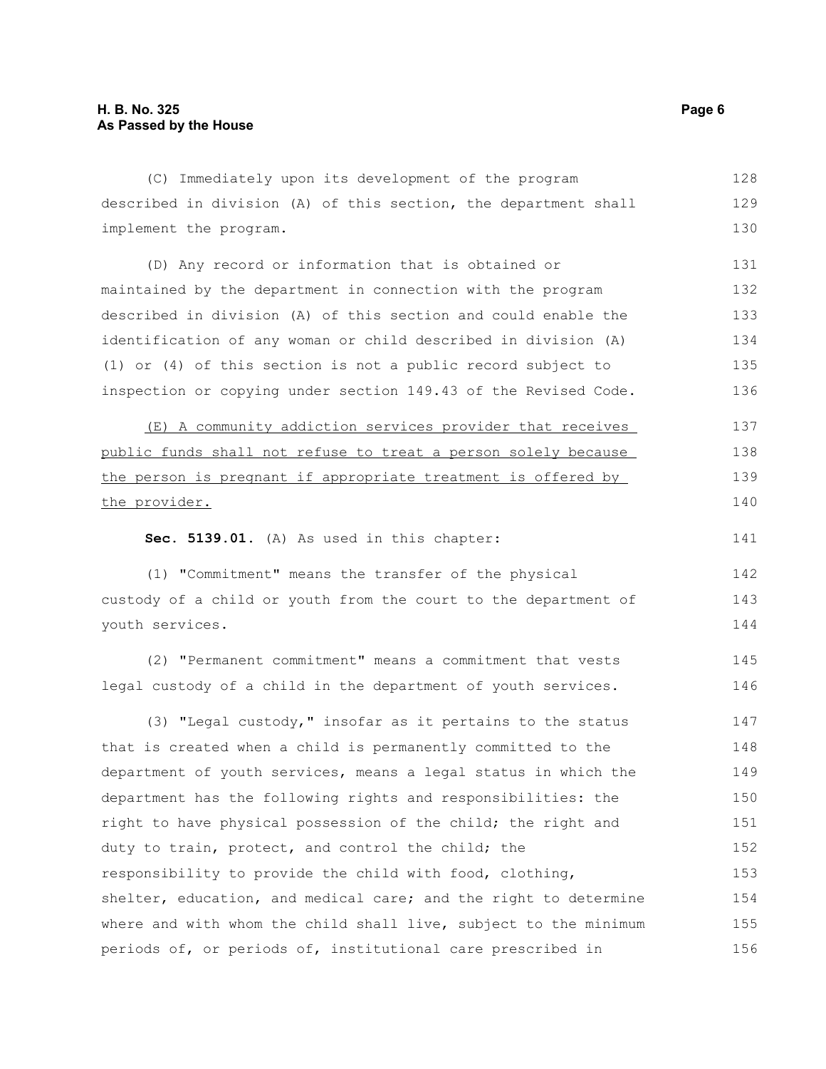(C) Immediately upon its development of the program described in division (A) of this section, the department shall implement the program.

(D) Any record or information that is obtained or maintained by the department in connection with the program described in division (A) of this section and could enable the identification of any woman or child described in division (A)(1) or (4) of this section is not a public record subject to inspection or copying under section 149.43 of the Revised Code.

<u>(E) A community addiction services provider that receives public funds shall not refuse to treat a person solely because the person is pregnant if appropriate treatment is offered by the provider.</u>

**Sec. 5139.01.** (A) As used in this chapter:

(1) "Commitment" means the transfer of the physical custody of a child or youth from the court to the department of youth services.

(2) "Permanent commitment" means a commitment that vests legal custody of a child in the department of youth services.

(3) "Legal custody," insofar as it pertains to the status that is created when a child is permanently committed to the department of youth services, means a legal status in which the department has the following rights and responsibilities: the right to have physical possession of the child; the right and duty to train, protect, and control the child; the responsibility to provide the child with food, clothing, shelter, education, and medical care; and the right to determine where and with whom the child shall live, subject to the minimum periods of, or periods of, institutional care prescribed in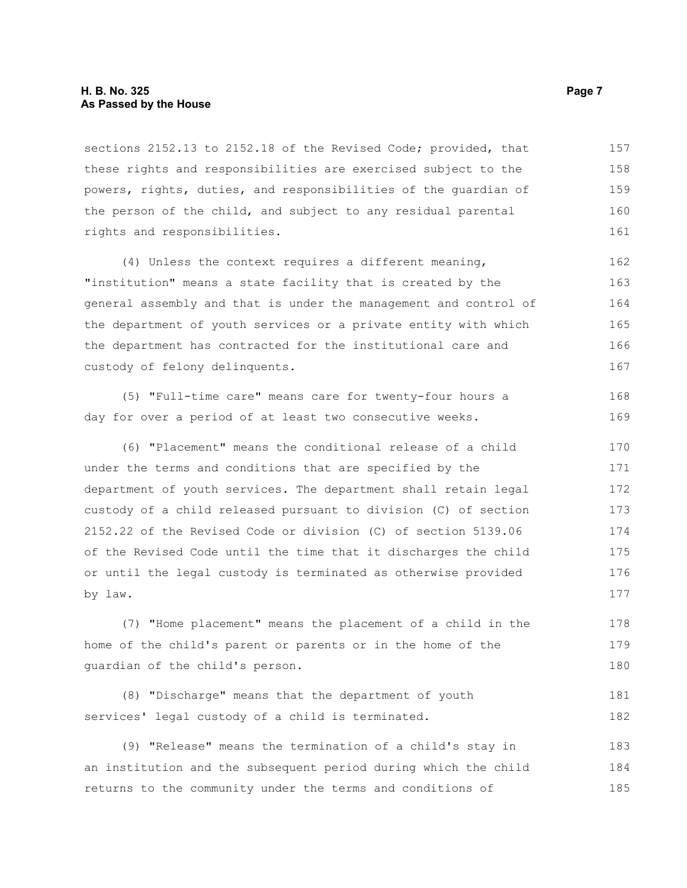sections 2152.13 to 2152.18 of the Revised Code; provided, that these rights and responsibilities are exercised subject to the powers, rights, duties, and responsibilities of the guardian of the person of the child, and subject to any residual parental rights and responsibilities.

(4) Unless the context requires a different meaning, "institution" means a state facility that is created by the general assembly and that is under the management and control of the department of youth services or a private entity with which the department has contracted for the institutional care and custody of felony delinquents.

(5) "Full-time care" means care for twenty-four hours a day for over a period of at least two consecutive weeks.

(6) "Placement" means the conditional release of a child under the terms and conditions that are specified by the department of youth services. The department shall retain legal custody of a child released pursuant to division (C) of section 2152.22 of the Revised Code or division (C) of section 5139.06 of the Revised Code until the time that it discharges the child or until the legal custody is terminated as otherwise provided by law.

(7) "Home placement" means the placement of a child in the home of the child's parent or parents or in the home of the guardian of the child's person.

(8) "Discharge" means that the department of youth services' legal custody of a child is terminated.

(9) "Release" means the termination of a child's stay in an institution and the subsequent period during which the child returns to the community under the terms and conditions of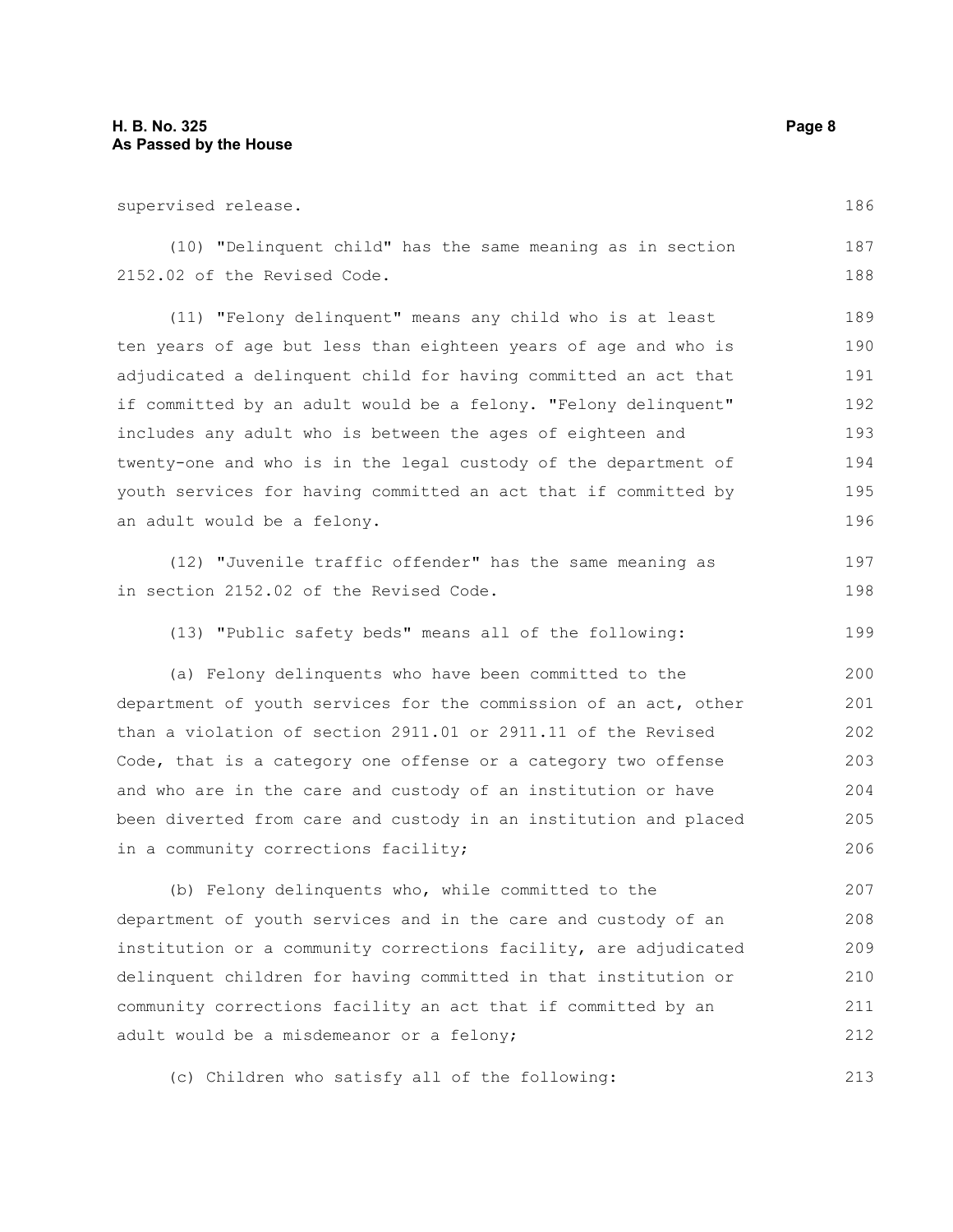supervised release.

(10) "Delinquent child" has the same meaning as in section 2152.02 of the Revised Code.

(11) "Felony delinquent" means any child who is at least ten years of age but less than eighteen years of age and who is adjudicated a delinquent child for having committed an act that if committed by an adult would be a felony. "Felony delinquent" includes any adult who is between the ages of eighteen and twenty-one and who is in the legal custody of the department of youth services for having committed an act that if committed by an adult would be a felony.

(12) "Juvenile traffic offender" has the same meaning as in section 2152.02 of the Revised Code.

(13) "Public safety beds" means all of the following:

(a) Felony delinquents who have been committed to the department of youth services for the commission of an act, other than a violation of section 2911.01 or 2911.11 of the Revised Code, that is a category one offense or a category two offense and who are in the care and custody of an institution or have been diverted from care and custody in an institution and placed in a community corrections facility;

(b) Felony delinquents who, while committed to the department of youth services and in the care and custody of an institution or a community corrections facility, are adjudicated delinquent children for having committed in that institution or community corrections facility an act that if committed by an adult would be a misdemeanor or a felony;

(c) Children who satisfy all of the following: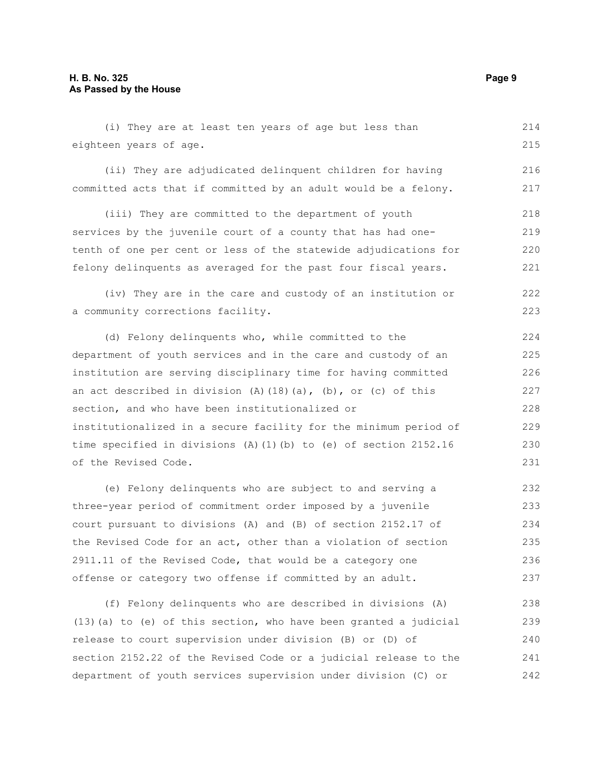(i) They are at least ten years of age but less than eighteen years of age.

(ii) They are adjudicated delinquent children for having committed acts that if committed by an adult would be a felony.

(iii) They are committed to the department of youth services by the juvenile court of a county that has had one-tenth of one per cent or less of the statewide adjudications for felony delinquents as averaged for the past four fiscal years.

(iv) They are in the care and custody of an institution or a community corrections facility.

(d) Felony delinquents who, while committed to the department of youth services and in the care and custody of an institution are serving disciplinary time for having committed an act described in division (A)(18)(a), (b), or (c) of this section, and who have been institutionalized or institutionalized in a secure facility for the minimum period of time specified in divisions (A)(1)(b) to (e) of section 2152.16 of the Revised Code.

(e) Felony delinquents who are subject to and serving a three-year period of commitment order imposed by a juvenile court pursuant to divisions (A) and (B) of section 2152.17 of the Revised Code for an act, other than a violation of section 2911.11 of the Revised Code, that would be a category one offense or category two offense if committed by an adult.

(f) Felony delinquents who are described in divisions (A)(13)(a) to (e) of this section, who have been granted a judicial release to court supervision under division (B) or (D) of section 2152.22 of the Revised Code or a judicial release to the department of youth services supervision under division (C) or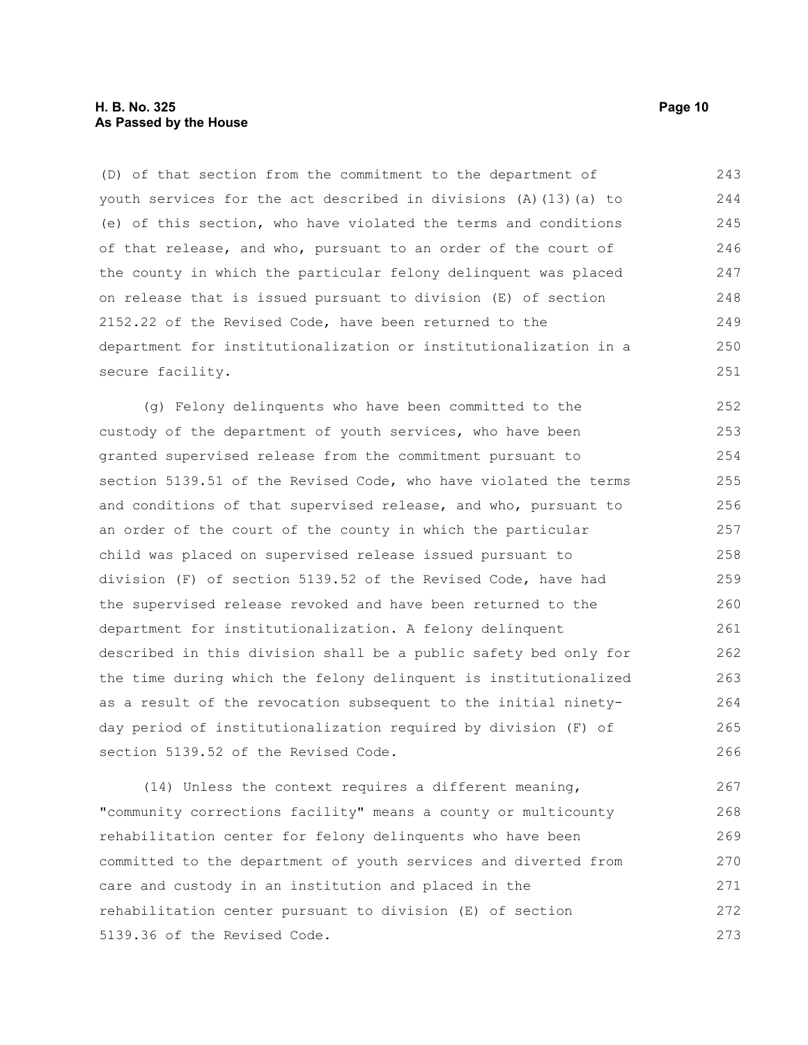(D) of that section from the commitment to the department of youth services for the act described in divisions (A)(13)(a) to (e) of this section, who have violated the terms and conditions of that release, and who, pursuant to an order of the court of the county in which the particular felony delinquent was placed on release that is issued pursuant to division (E) of section 2152.22 of the Revised Code, have been returned to the department for institutionalization or institutionalization in a secure facility.

(g) Felony delinquents who have been committed to the custody of the department of youth services, who have been granted supervised release from the commitment pursuant to section 5139.51 of the Revised Code, who have violated the terms and conditions of that supervised release, and who, pursuant to an order of the court of the county in which the particular child was placed on supervised release issued pursuant to division (F) of section 5139.52 of the Revised Code, have had the supervised release revoked and have been returned to the department for institutionalization. A felony delinquent described in this division shall be a public safety bed only for the time during which the felony delinquent is institutionalized as a result of the revocation subsequent to the initial ninety-day period of institutionalization required by division (F) of section 5139.52 of the Revised Code.

(14) Unless the context requires a different meaning, "community corrections facility" means a county or multicounty rehabilitation center for felony delinquents who have been committed to the department of youth services and diverted from care and custody in an institution and placed in the rehabilitation center pursuant to division (E) of section 5139.36 of the Revised Code.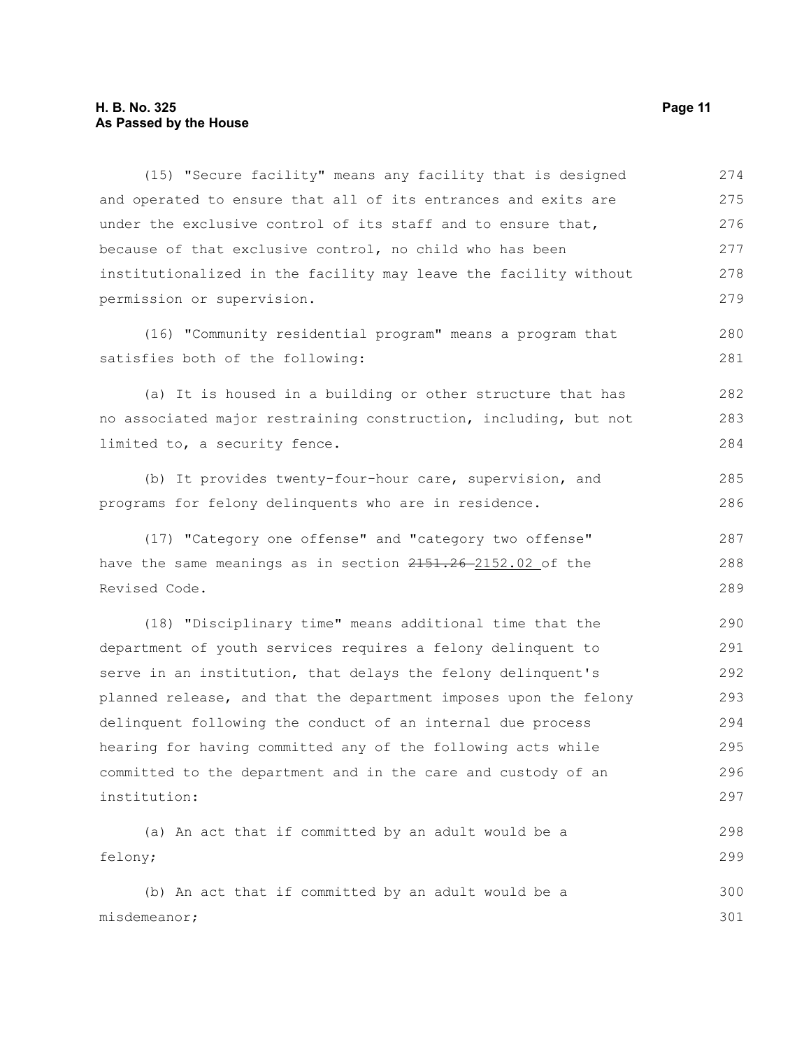(15) "Secure facility" means any facility that is designed and operated to ensure that all of its entrances and exits are under the exclusive control of its staff and to ensure that, because of that exclusive control, no child who has been institutionalized in the facility may leave the facility without permission or supervision.

(16) "Community residential program" means a program that satisfies both of the following:

(a) It is housed in a building or other structure that has no associated major restraining construction, including, but not limited to, a security fence.

(b) It provides twenty-four-hour care, supervision, and programs for felony delinquents who are in residence.

(17) "Category one offense" and "category two offense" have the same meanings as in section ~~2151.26~~ 2152.02 of the Revised Code.

(18) "Disciplinary time" means additional time that the department of youth services requires a felony delinquent to serve in an institution, that delays the felony delinquent's planned release, and that the department imposes upon the felony delinquent following the conduct of an internal due process hearing for having committed any of the following acts while committed to the department and in the care and custody of an institution:

(a) An act that if committed by an adult would be a felony;

(b) An act that if committed by an adult would be a misdemeanor;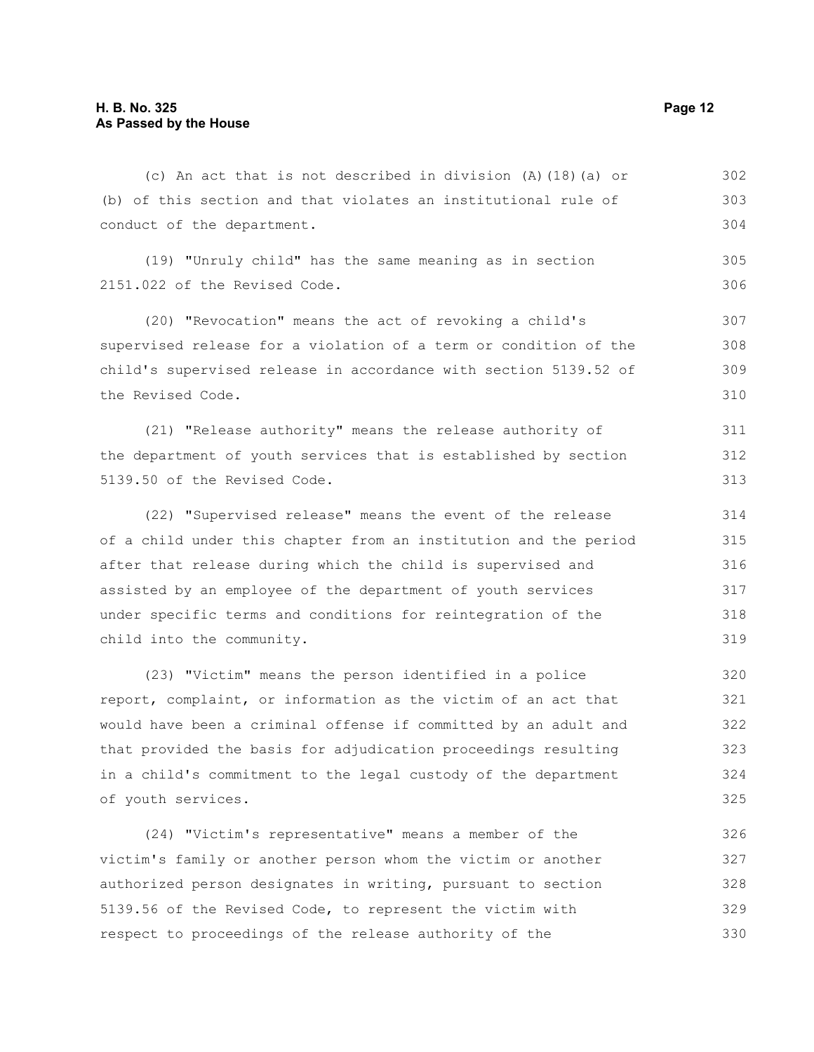(c) An act that is not described in division (A)(18)(a) or (b) of this section and that violates an institutional rule of conduct of the department.

(19) "Unruly child" has the same meaning as in section 2151.022 of the Revised Code.

(20) "Revocation" means the act of revoking a child's supervised release for a violation of a term or condition of the child's supervised release in accordance with section 5139.52 of the Revised Code.

(21) "Release authority" means the release authority of the department of youth services that is established by section 5139.50 of the Revised Code.

(22) "Supervised release" means the event of the release of a child under this chapter from an institution and the period after that release during which the child is supervised and assisted by an employee of the department of youth services under specific terms and conditions for reintegration of the child into the community.

(23) "Victim" means the person identified in a police report, complaint, or information as the victim of an act that would have been a criminal offense if committed by an adult and that provided the basis for adjudication proceedings resulting in a child's commitment to the legal custody of the department of youth services.

(24) "Victim's representative" means a member of the victim's family or another person whom the victim or another authorized person designates in writing, pursuant to section 5139.56 of the Revised Code, to represent the victim with respect to proceedings of the release authority of the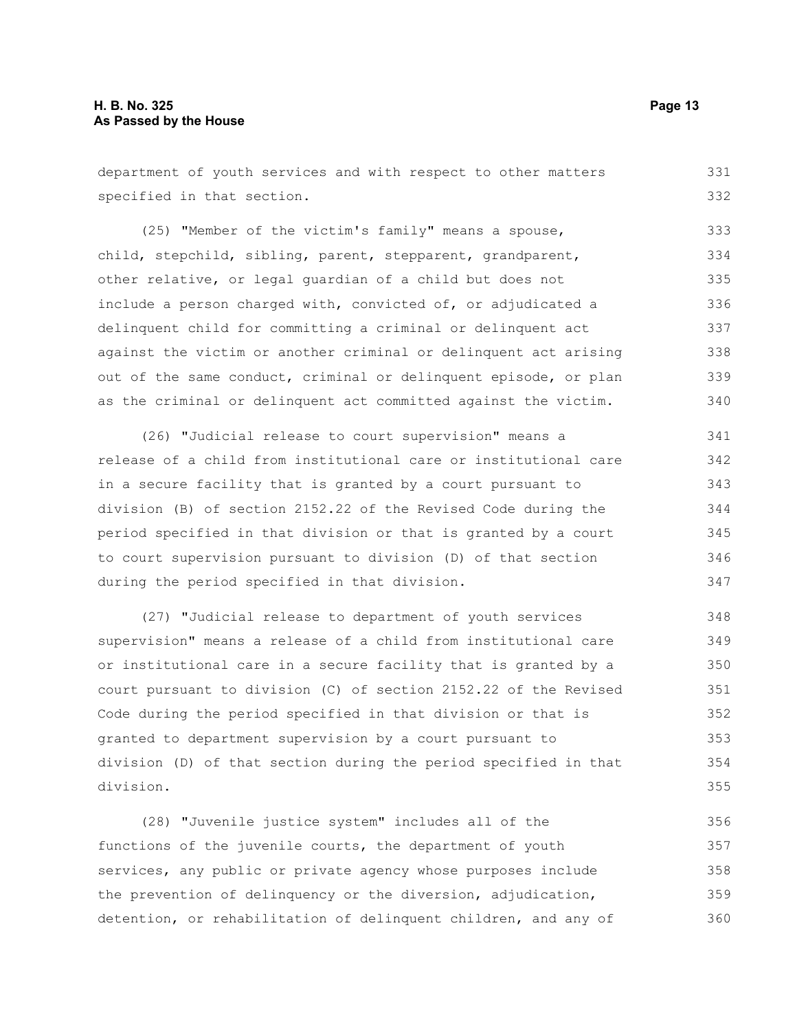department of youth services and with respect to other matters specified in that section.

(25) "Member of the victim's family" means a spouse, child, stepchild, sibling, parent, stepparent, grandparent, other relative, or legal guardian of a child but does not include a person charged with, convicted of, or adjudicated a delinquent child for committing a criminal or delinquent act against the victim or another criminal or delinquent act arising out of the same conduct, criminal or delinquent episode, or plan as the criminal or delinquent act committed against the victim.

(26) "Judicial release to court supervision" means a release of a child from institutional care or institutional care in a secure facility that is granted by a court pursuant to division (B) of section 2152.22 of the Revised Code during the period specified in that division or that is granted by a court to court supervision pursuant to division (D) of that section during the period specified in that division.

(27) "Judicial release to department of youth services supervision" means a release of a child from institutional care or institutional care in a secure facility that is granted by a court pursuant to division (C) of section 2152.22 of the Revised Code during the period specified in that division or that is granted to department supervision by a court pursuant to division (D) of that section during the period specified in that division.

(28) "Juvenile justice system" includes all of the functions of the juvenile courts, the department of youth services, any public or private agency whose purposes include the prevention of delinquency or the diversion, adjudication, detention, or rehabilitation of delinquent children, and any of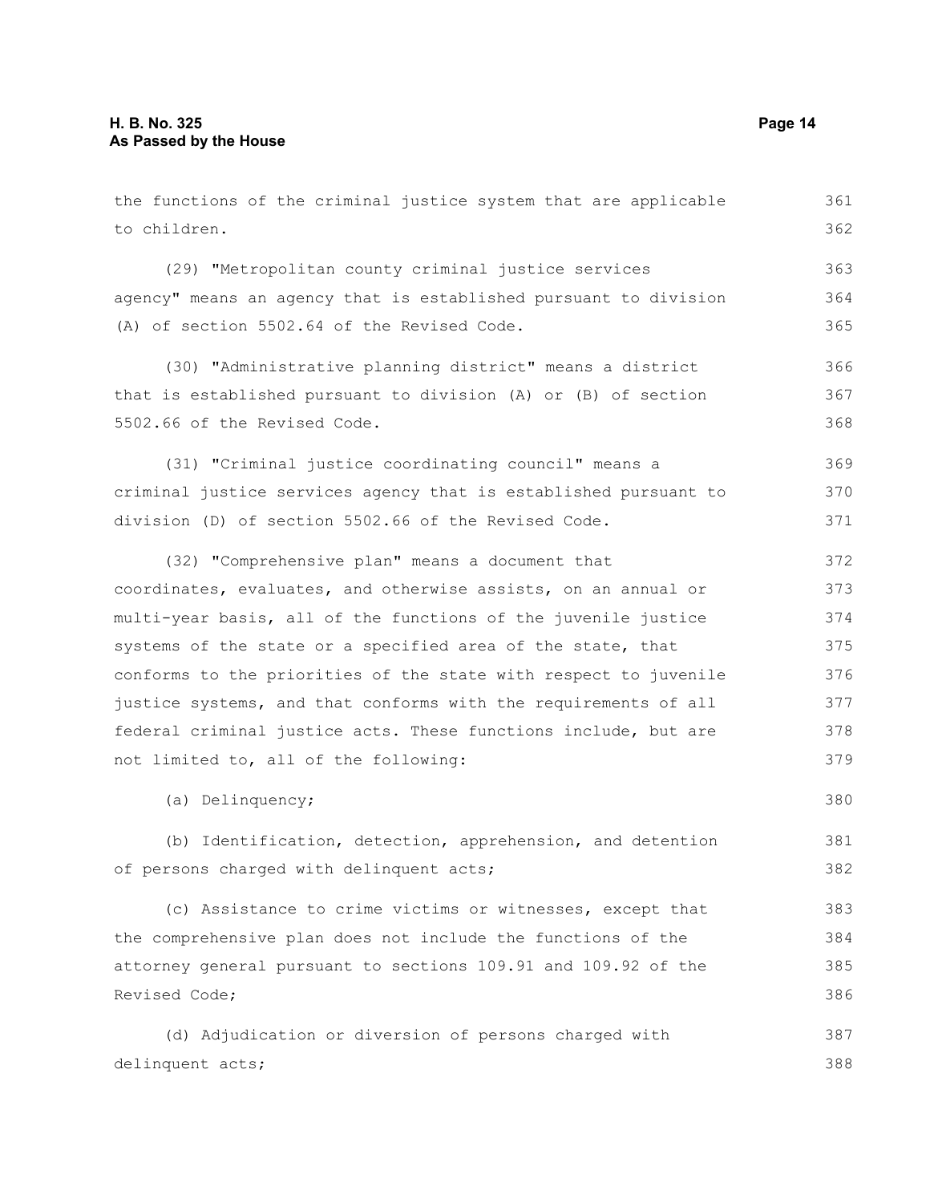the functions of the criminal justice system that are applicable to children.

(29) "Metropolitan county criminal justice services agency" means an agency that is established pursuant to division (A) of section 5502.64 of the Revised Code.

(30) "Administrative planning district" means a district that is established pursuant to division (A) or (B) of section 5502.66 of the Revised Code.

(31) "Criminal justice coordinating council" means a criminal justice services agency that is established pursuant to division (D) of section 5502.66 of the Revised Code.

(32) "Comprehensive plan" means a document that coordinates, evaluates, and otherwise assists, on an annual or multi-year basis, all of the functions of the juvenile justice systems of the state or a specified area of the state, that conforms to the priorities of the state with respect to juvenile justice systems, and that conforms with the requirements of all federal criminal justice acts. These functions include, but are not limited to, all of the following:

(a) Delinquency;

(b) Identification, detection, apprehension, and detention of persons charged with delinquent acts;

(c) Assistance to crime victims or witnesses, except that the comprehensive plan does not include the functions of the attorney general pursuant to sections 109.91 and 109.92 of the Revised Code;

(d) Adjudication or diversion of persons charged with delinquent acts;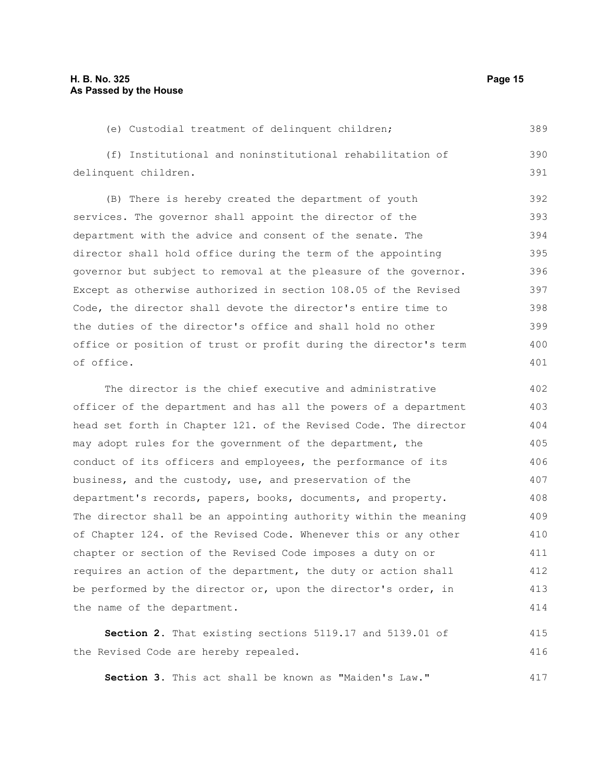(e) Custodial treatment of delinquent children;

(f) Institutional and noninstitutional rehabilitation of delinquent children.

(B) There is hereby created the department of youth services. The governor shall appoint the director of the department with the advice and consent of the senate. The director shall hold office during the term of the appointing governor but subject to removal at the pleasure of the governor. Except as otherwise authorized in section 108.05 of the Revised Code, the director shall devote the director's entire time to the duties of the director's office and shall hold no other office or position of trust or profit during the director's term of office.

The director is the chief executive and administrative officer of the department and has all the powers of a department head set forth in Chapter 121. of the Revised Code. The director may adopt rules for the government of the department, the conduct of its officers and employees, the performance of its business, and the custody, use, and preservation of the department's records, papers, books, documents, and property. The director shall be an appointing authority within the meaning of Chapter 124. of the Revised Code. Whenever this or any other chapter or section of the Revised Code imposes a duty on or requires an action of the department, the duty or action shall be performed by the director or, upon the director's order, in the name of the department.

**Section 2.** That existing sections 5119.17 and 5139.01 of the Revised Code are hereby repealed.

**Section 3.** This act shall be known as "Maiden's Law."